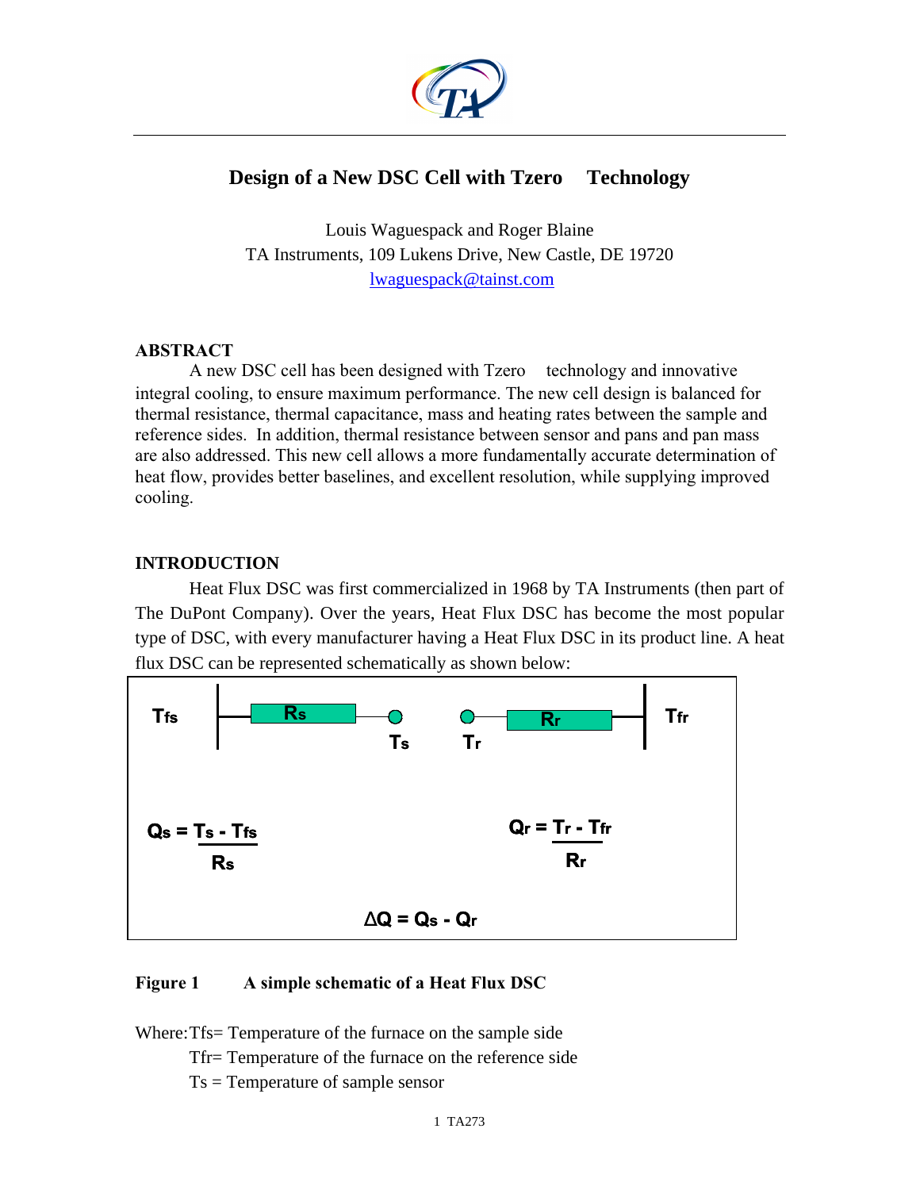# Design of a New DSC Cell with Tzero Technology

Louis Waguespack and Roger Blaine
TA Instruments, 109 Lukens Drive, New Castle, DE 19720
lwaguespack@tainst.com

## ABSTRACT

A new DSC cell has been designed with Tzero technology and innovative integral cooling, to ensure maximum performance. The new cell design is balanced for thermal resistance, thermal capacitance, mass and heating rates between the sample and reference sides. In addition, thermal resistance between sensor and pans and pan mass are also addressed. This new cell allows a more fundamentally accurate determination of heat flow, provides better baselines, and excellent resolution, while supplying improved cooling.

## INTRODUCTION

Heat Flux DSC was first commercialized in 1968 by TA Instruments (then part of The DuPont Company). Over the years, Heat Flux DSC has become the most popular type of DSC, with every manufacturer having a Heat Flux DSC in its product line. A heat flux DSC can be represented schematically as shown below:

$T_{fs}$ — $R_s$ — $T_s$ $T_r$ — $R_r$ — $T_{fr}$

$$Q_s = \frac{T_s - T_{fs}}{R_s} \qquad Q_r = \frac{T_r - T_{fr}}{R_r}$$

$$\Delta Q = Q_s - Q_r$$

**Figure 1 A simple schematic of a Heat Flux DSC**

Where: $T_{fs}$ = Temperature of the furnace on the sample side
$T_{fr}$ = Temperature of the furnace on the reference side
$T_s$ = Temperature of sample sensor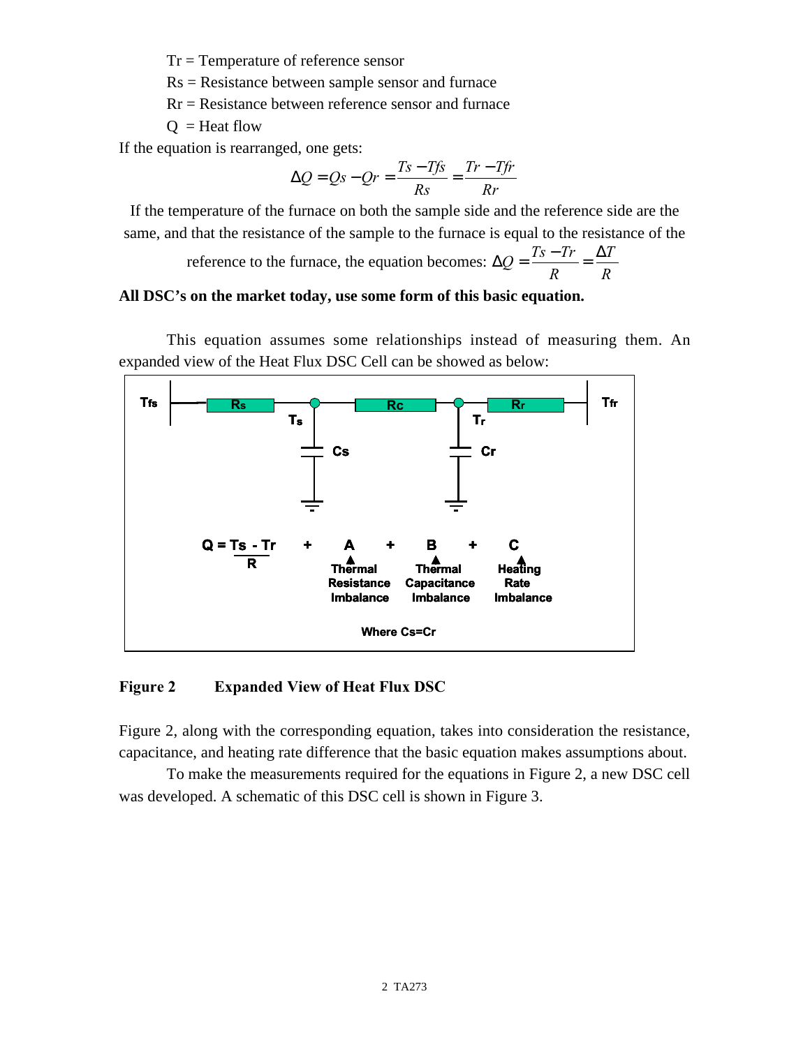Tr = Temperature of reference sensor

Rs = Resistance between sample sensor and furnace

Rr = Resistance between reference sensor and furnace

Q = Heat flow

If the equation is rearranged, one gets:

$$\Delta Q = Qs - Qr = \frac{Ts - Tfs}{Rs} = \frac{Tr - Tfr}{Rr}$$

If the temperature of the furnace on both the sample side and the reference side are the same, and that the resistance of the sample to the furnace is equal to the resistance of the reference to the furnace, the equation becomes: $\Delta Q = \frac{Ts - Tr}{R} = \frac{\Delta T}{R}$

**All DSC's on the market today, use some form of this basic equation.**

This equation assumes some relationships instead of measuring them. An expanded view of the Heat Flux DSC Cell can be showed as below:

$$Q = \frac{Ts - Tr}{R} + A + B + C$$

A: Thermal Resistance Imbalance
B: Thermal Capacitance Imbalance
C: Heating Rate Imbalance

Where Cs=Cr

**Figure 2 Expanded View of Heat Flux DSC**

Figure 2, along with the corresponding equation, takes into consideration the resistance, capacitance, and heating rate difference that the basic equation makes assumptions about.

To make the measurements required for the equations in Figure 2, a new DSC cell was developed. A schematic of this DSC cell is shown in Figure 3.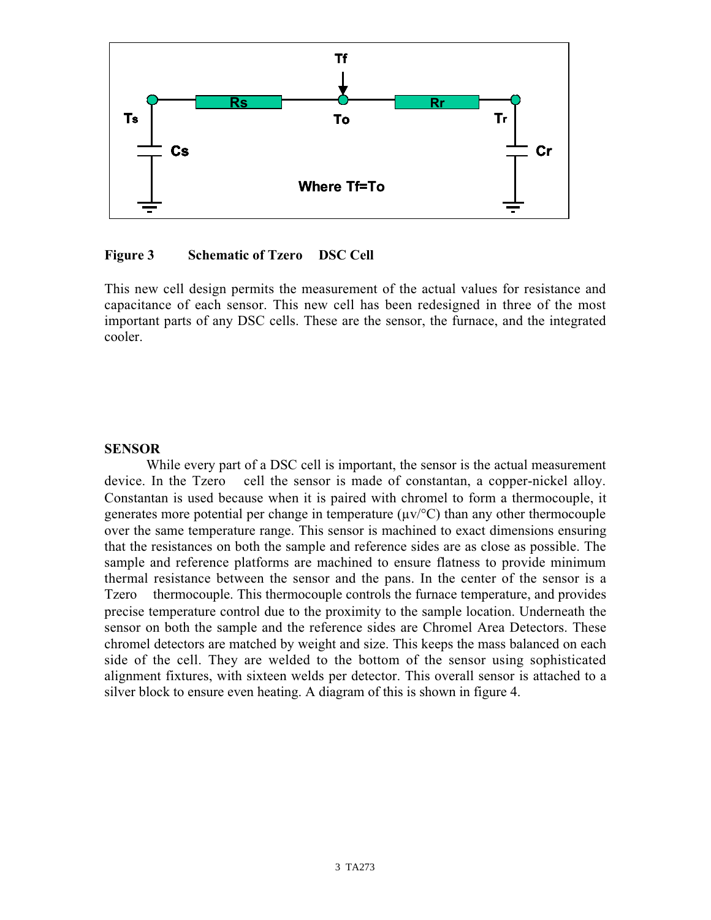**Figure 3 Schematic of Tzero DSC Cell**

This new cell design permits the measurement of the actual values for resistance and capacitance of each sensor. This new cell has been redesigned in three of the most important parts of any DSC cells. These are the sensor, the furnace, and the integrated cooler.

**SENSOR**

While every part of a DSC cell is important, the sensor is the actual measurement device. In the Tzero cell the sensor is made of constantan, a copper-nickel alloy. Constantan is used because when it is paired with chromel to form a thermocouple, it generates more potential per change in temperature (μv/°C) than any other thermocouple over the same temperature range. This sensor is machined to exact dimensions ensuring that the resistances on both the sample and reference sides are as close as possible. The sample and reference platforms are machined to ensure flatness to provide minimum thermal resistance between the sensor and the pans. In the center of the sensor is a Tzero thermocouple. This thermocouple controls the furnace temperature, and provides precise temperature control due to the proximity to the sample location. Underneath the sensor on both the sample and the reference sides are Chromel Area Detectors. These chromel detectors are matched by weight and size. This keeps the mass balanced on each side of the cell. They are welded to the bottom of the sensor using sophisticated alignment fixtures, with sixteen welds per detector. This overall sensor is attached to a silver block to ensure even heating. A diagram of this is shown in figure 4.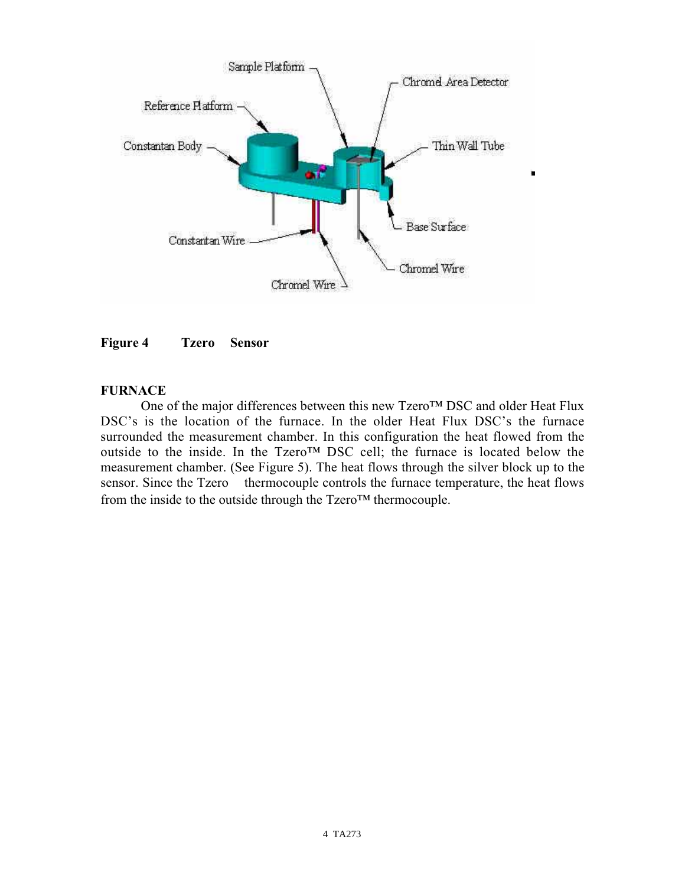**Figure 4 Tzero Sensor**

**FURNACE**

One of the major differences between this new Tzero™ DSC and older Heat Flux DSC's is the location of the furnace. In the older Heat Flux DSC's the furnace surrounded the measurement chamber. In this configuration the heat flowed from the outside to the inside. In the Tzero™ DSC cell; the furnace is located below the measurement chamber. (See Figure 5). The heat flows through the silver block up to the sensor. Since the Tzero thermocouple controls the furnace temperature, the heat flows from the inside to the outside through the Tzero™ thermocouple.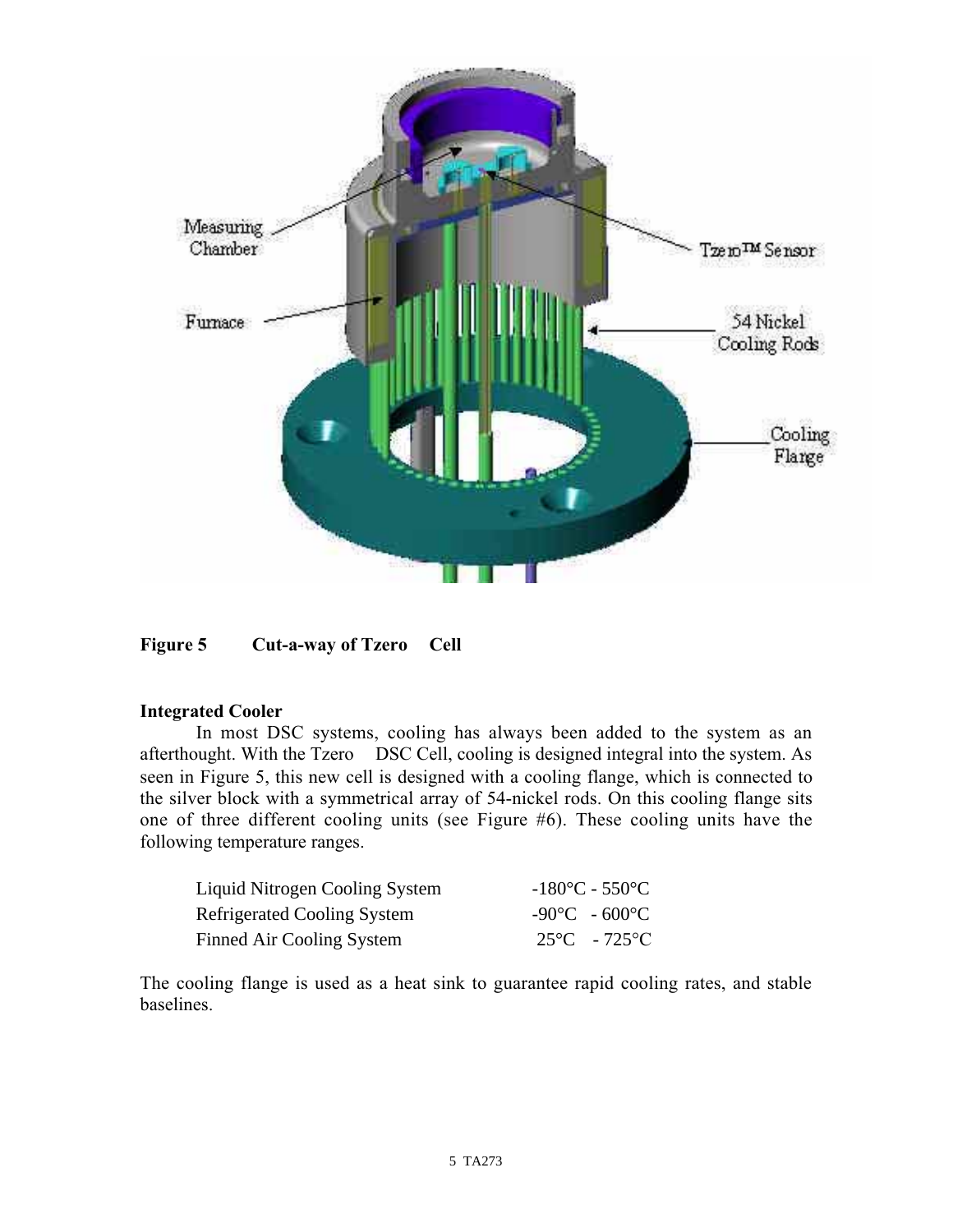**Figure 5 Cut-a-way of Tzero Cell**

**Integrated Cooler**

In most DSC systems, cooling has always been added to the system as an afterthought. With the Tzero DSC Cell, cooling is designed integral into the system. As seen in Figure 5, this new cell is designed with a cooling flange, which is connected to the silver block with a symmetrical array of 54-nickel rods. On this cooling flange sits one of three different cooling units (see Figure #6). These cooling units have the following temperature ranges.

| | |
|---|---|
| Liquid Nitrogen Cooling System | -180°C - 550°C |
| Refrigerated Cooling System | -90°C - 600°C |
| Finned Air Cooling System | 25°C - 725°C |

The cooling flange is used as a heat sink to guarantee rapid cooling rates, and stable baselines.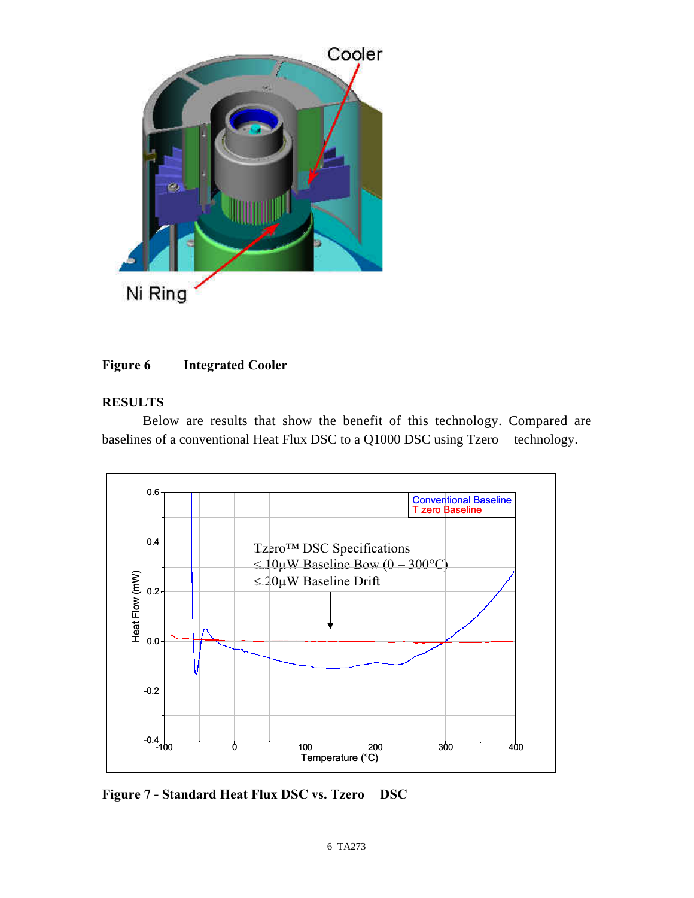**Figure 6 Integrated Cooler**

## RESULTS

Below are results that show the benefit of this technology. Compared are baselines of a conventional Heat Flux DSC to a Q1000 DSC using Tzero technology.

**Figure 7 - Standard Heat Flux DSC vs. Tzero DSC**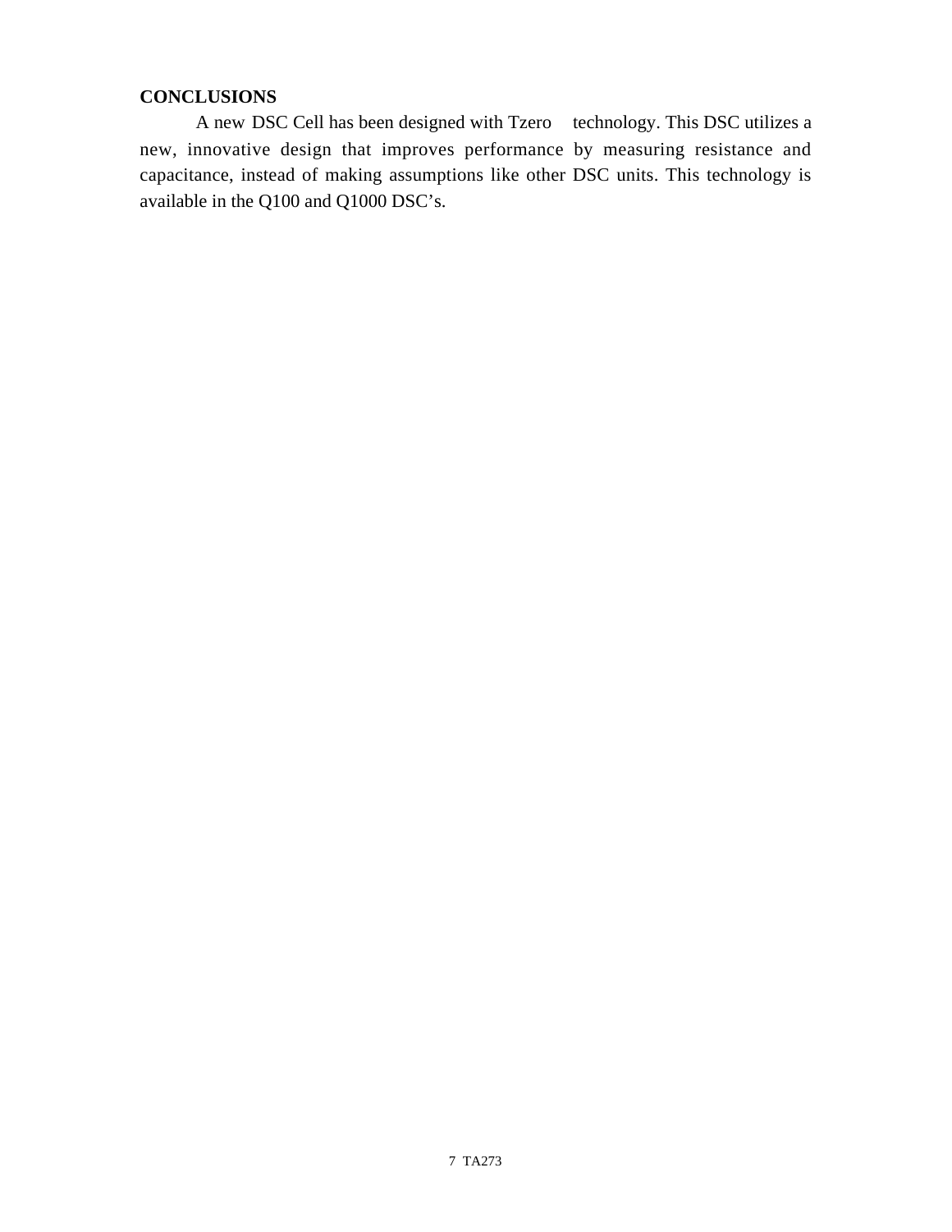## CONCLUSIONS

A new DSC Cell has been designed with Tzero technology. This DSC utilizes a new, innovative design that improves performance by measuring resistance and capacitance, instead of making assumptions like other DSC units. This technology is available in the Q100 and Q1000 DSC's.